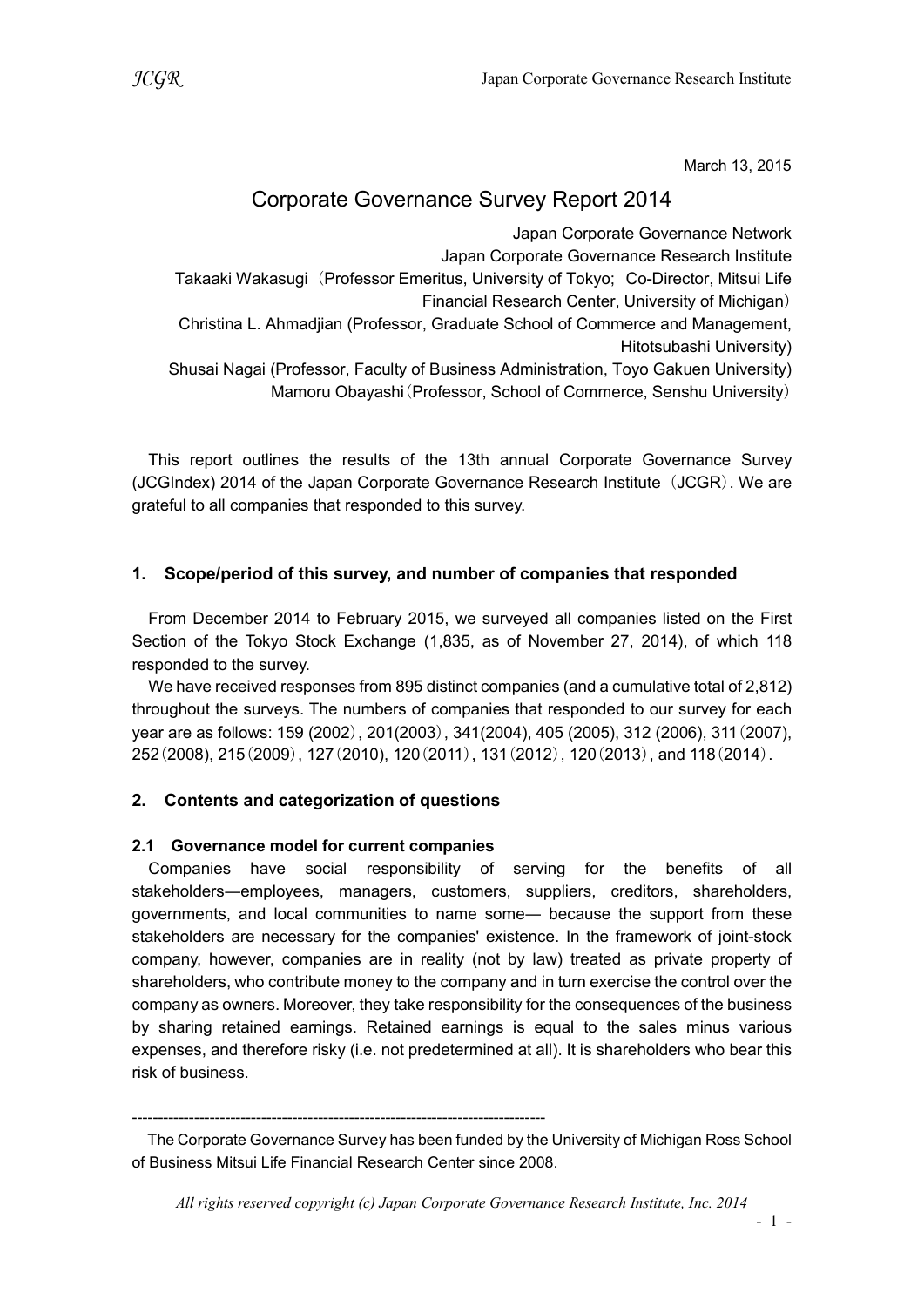March 13, 2015

# Corporate Governance Survey Report 2014

Japan Corporate Governance Network
Japan Corporate Governance Research Institute
Takaaki Wakasugi（Professor Emeritus, University of Tokyo; Co-Director, Mitsui Life Financial Research Center, University of Michigan）
Christina L. Ahmadjian (Professor, Graduate School of Commerce and Management, Hitotsubashi University)
Shusai Nagai (Professor, Faculty of Business Administration, Toyo Gakuen University)
Mamoru Obayashi（Professor, School of Commerce, Senshu University）

This report outlines the results of the 13th annual Corporate Governance Survey (JCGIndex) 2014 of the Japan Corporate Governance Research Institute（JCGR）. We are grateful to all companies that responded to this survey.

## 1. Scope/period of this survey, and number of companies that responded

From December 2014 to February 2015, we surveyed all companies listed on the First Section of the Tokyo Stock Exchange (1,835, as of November 27, 2014), of which 118 responded to the survey.

We have received responses from 895 distinct companies (and a cumulative total of 2,812) throughout the surveys. The numbers of companies that responded to our survey for each year are as follows: 159 (2002), 201(2003), 341(2004), 405 (2005), 312 (2006), 311（2007), 252（2008), 215（2009), 127（2010), 120（2011), 131（2012), 120（2013), and 118（2014).

## 2. Contents and categorization of questions

### 2.1 Governance model for current companies

Companies have social responsibility of serving for the benefits of all stakeholders—employees, managers, customers, suppliers, creditors, shareholders, governments, and local communities to name some— because the support from these stakeholders are necessary for the companies' existence. In the framework of joint-stock company, however, companies are in reality (not by law) treated as private property of shareholders, who contribute money to the company and in turn exercise the control over the company as owners. Moreover, they take responsibility for the consequences of the business by sharing retained earnings. Retained earnings is equal to the sales minus various expenses, and therefore risky (i.e. not predetermined at all). It is shareholders who bear this risk of business.

--------------------------------------------------------------------------------

The Corporate Governance Survey has been funded by the University of Michigan Ross School of Business Mitsui Life Financial Research Center since 2008.

*All rights reserved copyright (c) Japan Corporate Governance Research Institute, Inc. 2014*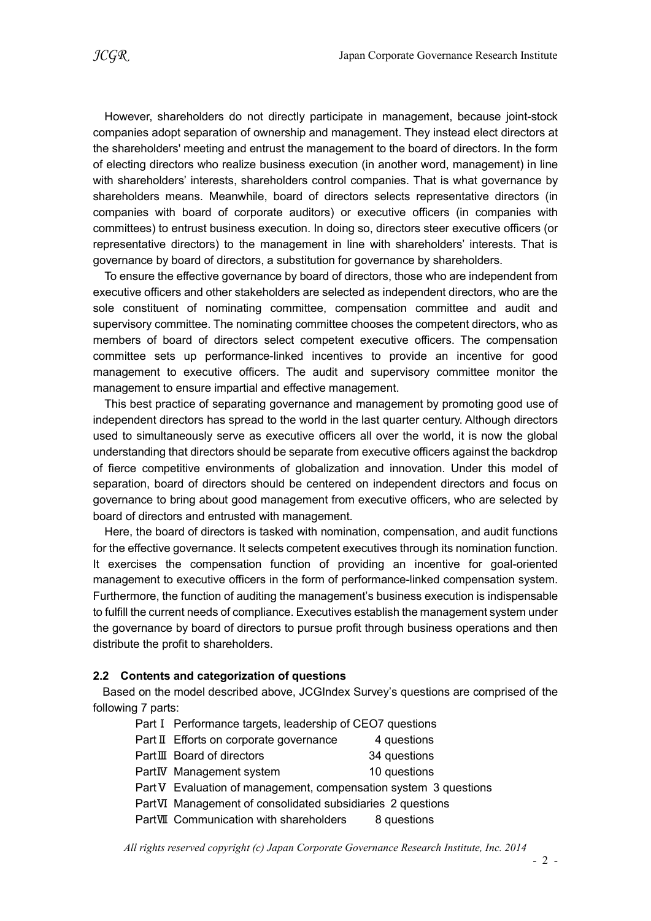However, shareholders do not directly participate in management, because joint-stock companies adopt separation of ownership and management. They instead elect directors at the shareholders' meeting and entrust the management to the board of directors. In the form of electing directors who realize business execution (in another word, management) in line with shareholders' interests, shareholders control companies. That is what governance by shareholders means. Meanwhile, board of directors selects representative directors (in companies with board of corporate auditors) or executive officers (in companies with committees) to entrust business execution. In doing so, directors steer executive officers (or representative directors) to the management in line with shareholders' interests. That is governance by board of directors, a substitution for governance by shareholders.

To ensure the effective governance by board of directors, those who are independent from executive officers and other stakeholders are selected as independent directors, who are the sole constituent of nominating committee, compensation committee and audit and supervisory committee. The nominating committee chooses the competent directors, who as members of board of directors select competent executive officers. The compensation committee sets up performance-linked incentives to provide an incentive for good management to executive officers. The audit and supervisory committee monitor the management to ensure impartial and effective management.

This best practice of separating governance and management by promoting good use of independent directors has spread to the world in the last quarter century. Although directors used to simultaneously serve as executive officers all over the world, it is now the global understanding that directors should be separate from executive officers against the backdrop of fierce competitive environments of globalization and innovation. Under this model of separation, board of directors should be centered on independent directors and focus on governance to bring about good management from executive officers, who are selected by board of directors and entrusted with management.

Here, the board of directors is tasked with nomination, compensation, and audit functions for the effective governance. It selects competent executives through its nomination function. It exercises the compensation function of providing an incentive for goal-oriented management to executive officers in the form of performance-linked compensation system. Furthermore, the function of auditing the management's business execution is indispensable to fulfill the current needs of compliance. Executives establish the management system under the governance by board of directors to pursue profit through business operations and then distribute the profit to shareholders.

### 2.2 Contents and categorization of questions

Based on the model described above, JCGIndex Survey's questions are comprised of the following 7 parts:

- Part Ⅰ Performance targets, leadership of CEO 7 questions
- Part Ⅱ Efforts on corporate governance 4 questions
- Part Ⅲ Board of directors 34 questions
- Part Ⅳ Management system 10 questions
- Part Ⅴ Evaluation of management, compensation system 3 questions
- Part Ⅵ Management of consolidated subsidiaries 2 questions
- Part Ⅶ Communication with shareholders 8 questions

*All rights reserved copyright (c) Japan Corporate Governance Research Institute, Inc. 2014*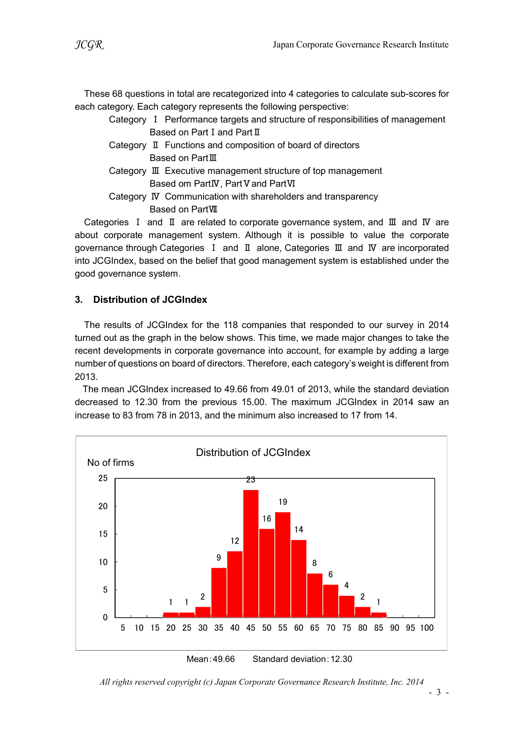These 68 questions in total are recategorized into 4 categories to calculate sub-scores for each category. Each category represents the following perspective:

Category Ⅰ Performance targets and structure of responsibilities of management
Based on Part Ⅰ and Part Ⅱ

Category Ⅱ Functions and composition of board of directors
Based on PartⅢ

Category Ⅲ Executive management structure of top management
Based om PartⅣ, PartⅤ and PartⅥ

Category Ⅳ Communication with shareholders and transparency
Based on PartⅦ

Categories Ⅰ and Ⅱ are related to corporate governance system, and Ⅲ and Ⅳ are about corporate management system. Although it is possible to value the corporate governance through Categories Ⅰ and Ⅱ alone, Categories Ⅲ and Ⅳ are incorporated into JCGIndex, based on the belief that good management system is established under the good governance system.

### 3. Distribution of JCGIndex

The results of JCGIndex for the 118 companies that responded to our survey in 2014 turned out as the graph in the below shows. This time, we made major changes to take the recent developments in corporate governance into account, for example by adding a large number of questions on board of directors. Therefore, each category's weight is different from 2013.

The mean JCGIndex increased to 49.66 from 49.01 of 2013, while the standard deviation decreased to 12.30 from the previous 15.00. The maximum JCGIndex in 2014 saw an increase to 83 from 78 in 2013, and the minimum also increased to 17 from 14.

Distribution of JCGIndex

| JCGIndex | No of firms |
|---|---|
| 5 | 0 |
| 10 | 0 |
| 15 | 0 |
| 20 | 1 |
| 25 | 1 |
| 30 | 2 |
| 35 | 9 |
| 40 | 12 |
| 45 | 23 |
| 50 | 16 |
| 55 | 19 |
| 60 | 14 |
| 65 | 8 |
| 70 | 6 |
| 75 | 4 |
| 80 | 2 |
| 85 | 1 |
| 90 | 0 |
| 95 | 0 |
| 100 | 0 |

Mean：49.66　　Standard deviation：12.30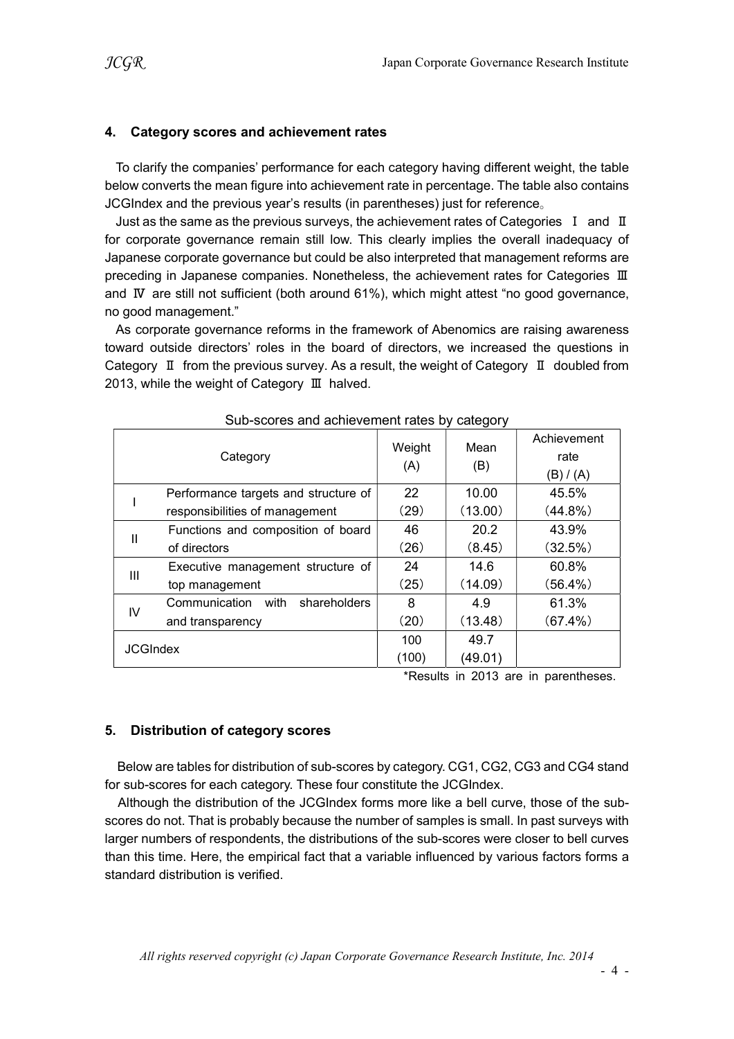## 4. Category scores and achievement rates

To clarify the companies' performance for each category having different weight, the table below converts the mean figure into achievement rate in percentage. The table also contains JCGIndex and the previous year's results (in parentheses) just for reference。

Just as the same as the previous surveys, the achievement rates of Categories Ⅰ and Ⅱ for corporate governance remain still low. This clearly implies the overall inadequacy of Japanese corporate governance but could be also interpreted that management reforms are preceding in Japanese companies. Nonetheless, the achievement rates for Categories Ⅲ and Ⅳ are still not sufficient (both around 61%), which might attest "no good governance, no good management."

As corporate governance reforms in the framework of Abenomics are raising awareness toward outside directors' roles in the board of directors, we increased the questions in Category Ⅱ from the previous survey. As a result, the weight of Category Ⅱ doubled from 2013, while the weight of Category Ⅲ halved.

Sub-scores and achievement rates by category

| Category | | Weight (A) | Mean (B) | Achievement rate (B) / (A) |
|---|---|---|---|---|
| I | Performance targets and structure of responsibilities of management | 22 (29) | 10.00 (13.00) | 45.5% (44.8%) |
| II | Functions and composition of board of directors | 46 (26) | 20.2 (8.45) | 43.9% (32.5%) |
| III | Executive management structure of top management | 24 (25) | 14.6 (14.09) | 60.8% (56.4%) |
| IV | Communication with shareholders and transparency | 8 (20) | 4.9 (13.48) | 61.3% (67.4%) |
| JCGIndex | | 100 (100) | 49.7 (49.01) | |

*Results in 2013 are in parentheses.

## 5. Distribution of category scores

Below are tables for distribution of sub-scores by category. CG1, CG2, CG3 and CG4 stand for sub-scores for each category. These four constitute the JCGIndex.

Although the distribution of the JCGIndex forms more like a bell curve, those of the sub-scores do not. That is probably because the number of samples is small. In past surveys with larger numbers of respondents, the distributions of the sub-scores were closer to bell curves than this time. Here, the empirical fact that a variable influenced by various factors forms a standard distribution is verified.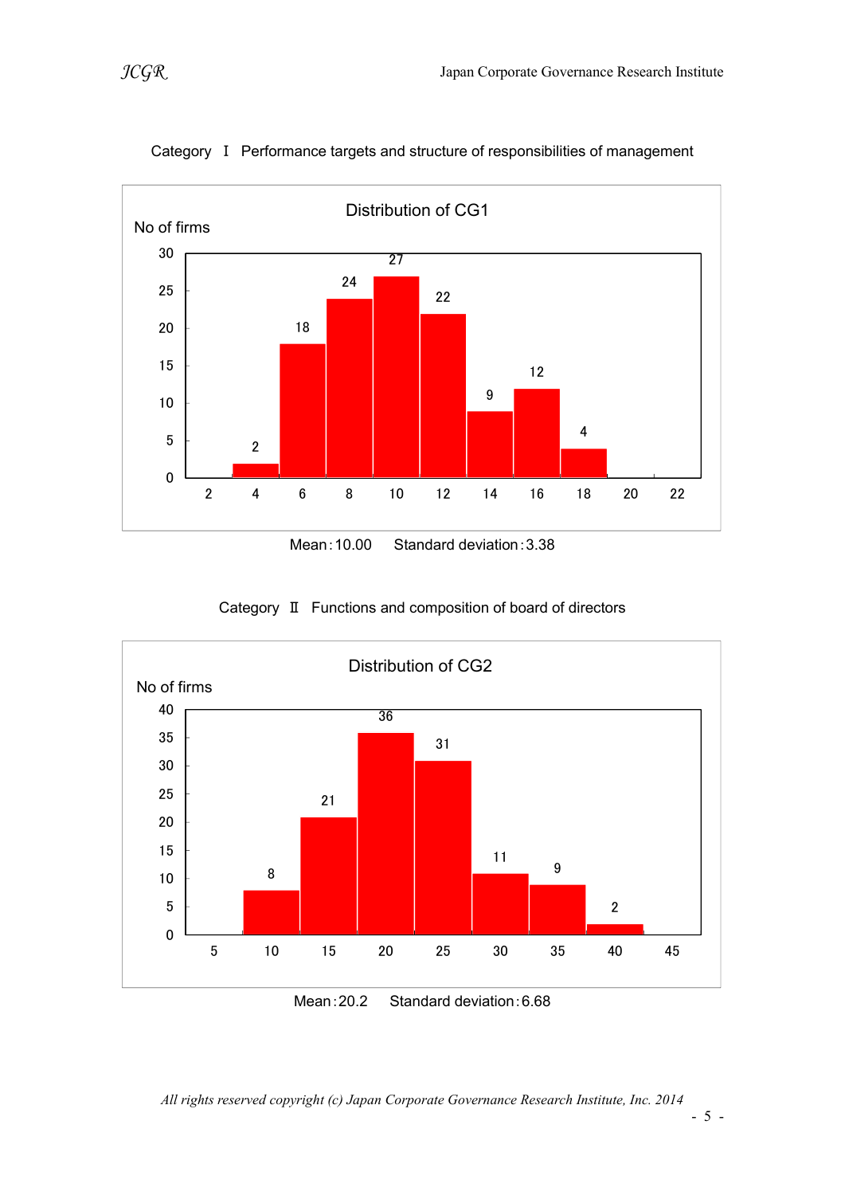Category Ⅰ Performance targets and structure of responsibilities of management

Distribution of CG1

No of firms

| Score | 2 | 4 | 6 | 8 | 10 | 12 | 14 | 16 | 18 | 20 | 22 |
|---|---|---|---|---|---|---|---|---|---|---|---|
| No of firms | | 2 | 18 | 24 | 27 | 22 | 9 | 12 | 4 | | |

Mean : 10.00 Standard deviation : 3.38

Category Ⅱ Functions and composition of board of directors

Distribution of CG2

No of firms

| Score | 5 | 10 | 15 | 20 | 25 | 30 | 35 | 40 | 45 |
|---|---|---|---|---|---|---|---|---|---|
| No of firms | | 8 | 21 | 36 | 31 | 11 | 9 | 2 | |

Mean : 20.2 Standard deviation : 6.68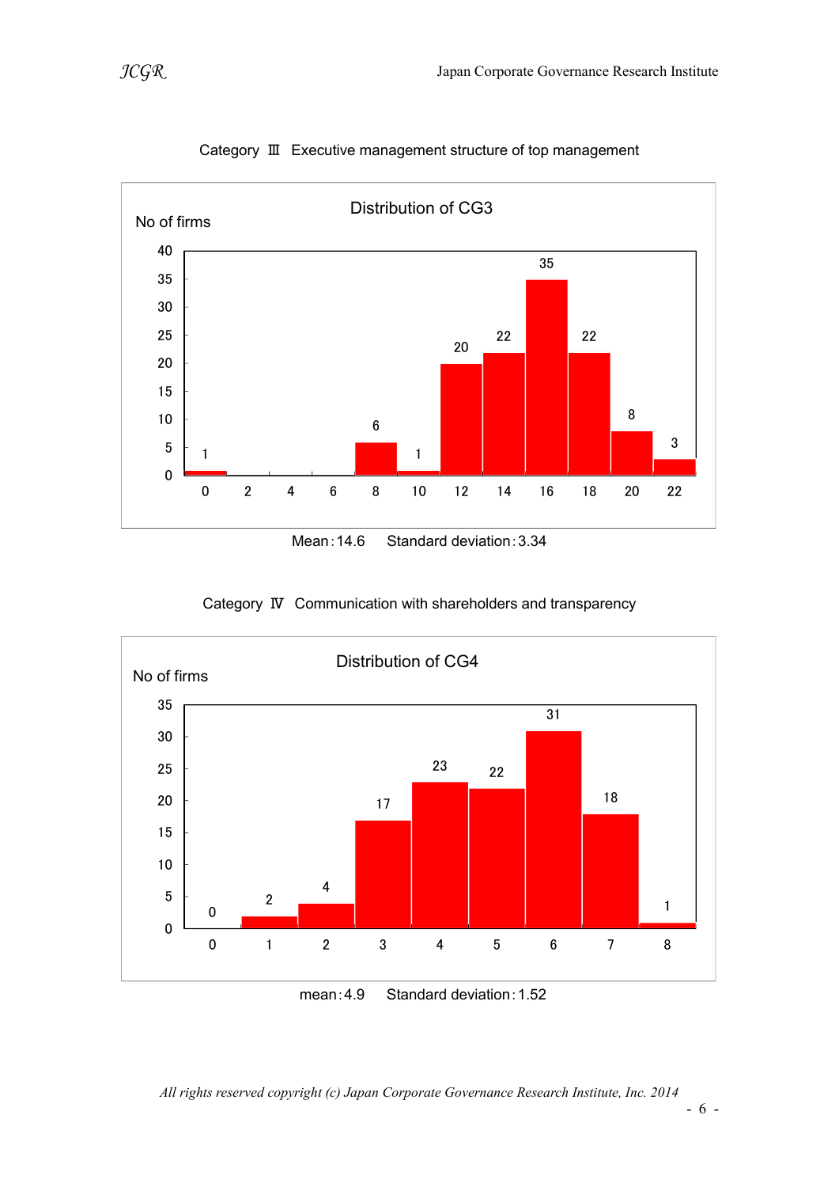Category Ⅲ Executive management structure of top management

**Distribution of CG3**

| CG3 score | No of firms |
|---|---|
| 0 | 1 |
| 2 | |
| 4 | |
| 6 | |
| 8 | 6 |
| 10 | 1 |
| 12 | 20 |
| 14 | 22 |
| 16 | 35 |
| 18 | 22 |
| 20 | 8 |
| 22 | 3 |

Mean : 14.6    Standard deviation : 3.34

Category Ⅳ Communication with shareholders and transparency

**Distribution of CG4**

| CG4 score | No of firms |
|---|---|
| 0 | 0 |
| 1 | 2 |
| 2 | 4 |
| 3 | 17 |
| 4 | 23 |
| 5 | 22 |
| 6 | 31 |
| 7 | 18 |
| 8 | 1 |

mean : 4.9    Standard deviation : 1.52

*All rights reserved copyright (c) Japan Corporate Governance Research Institute, Inc. 2014*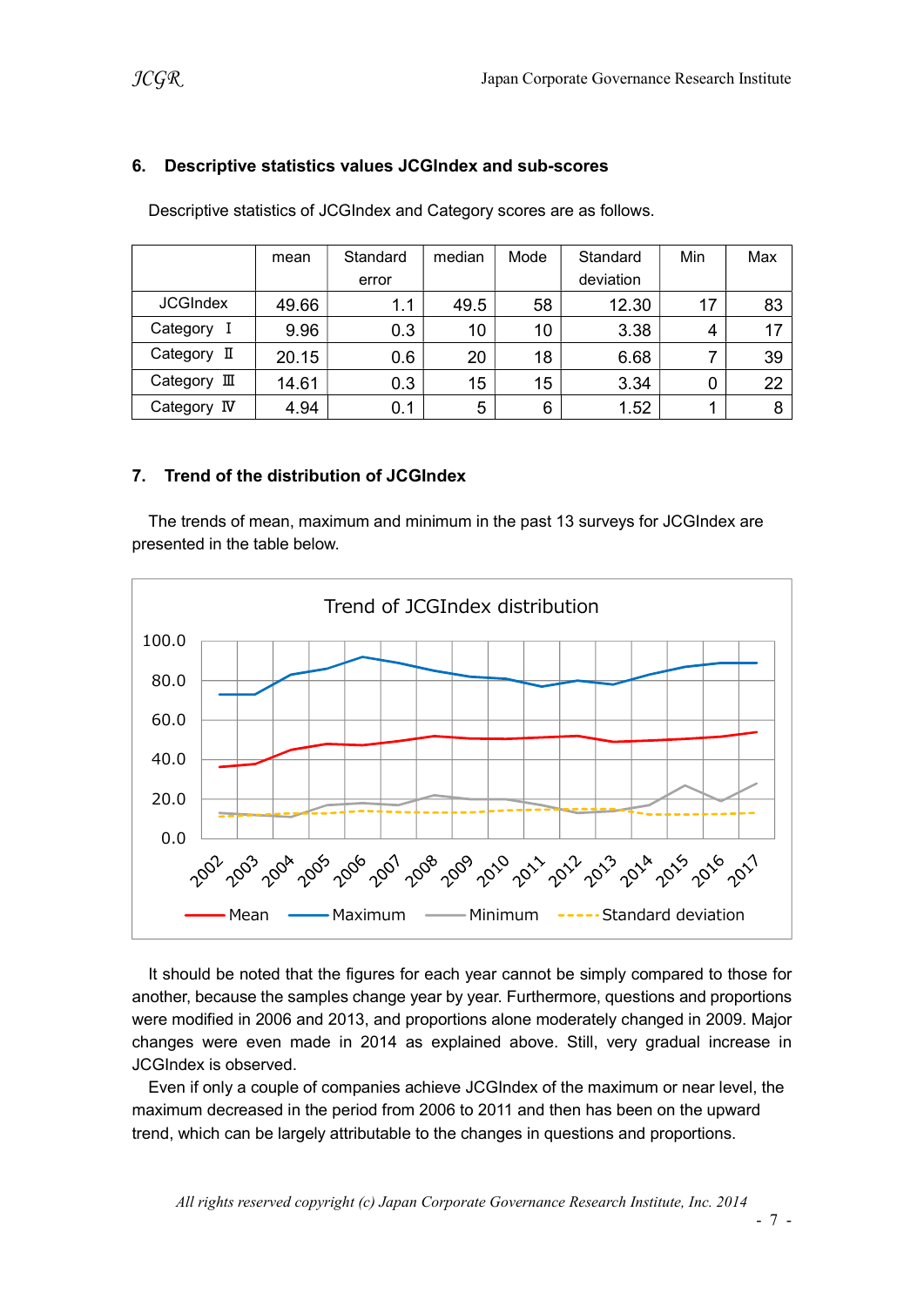## 6. Descriptive statistics values JCGIndex and sub-scores

Descriptive statistics of JCGIndex and Category scores are as follows.

| | mean | Standard error | median | Mode | Standard deviation | Min | Max |
|---|---|---|---|---|---|---|---|
| JCGIndex | 49.66 | 1.1 | 49.5 | 58 | 12.30 | 17 | 83 |
| Category Ⅰ | 9.96 | 0.3 | 10 | 10 | 3.38 | 4 | 17 |
| Category Ⅱ | 20.15 | 0.6 | 20 | 18 | 6.68 | 7 | 39 |
| Category Ⅲ | 14.61 | 0.3 | 15 | 15 | 3.34 | 0 | 22 |
| Category Ⅳ | 4.94 | 0.1 | 5 | 6 | 1.52 | 1 | 8 |

## 7. Trend of the distribution of JCGIndex

The trends of mean, maximum and minimum in the past 13 surveys for JCGIndex are presented in the table below.

Trend of JCGIndex distribution

It should be noted that the figures for each year cannot be simply compared to those for another, because the samples change year by year. Furthermore, questions and proportions were modified in 2006 and 2013, and proportions alone moderately changed in 2009. Major changes were even made in 2014 as explained above. Still, very gradual increase in JCGIndex is observed.

Even if only a couple of companies achieve JCGIndex of the maximum or near level, the maximum decreased in the period from 2006 to 2011 and then has been on the upward trend, which can be largely attributable to the changes in questions and proportions.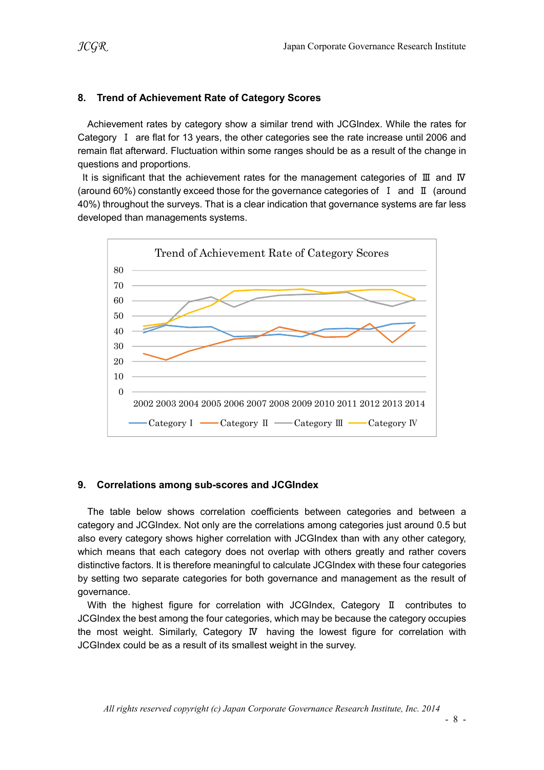## 8. Trend of Achievement Rate of Category Scores

Achievement rates by category show a similar trend with JCGIndex. While the rates for Category Ⅰ are flat for 13 years, the other categories see the rate increase until 2006 and remain flat afterward. Fluctuation within some ranges should be as a result of the change in questions and proportions.

It is significant that the achievement rates for the management categories of Ⅲ and Ⅳ (around 60%) constantly exceed those for the governance categories of Ⅰ and Ⅱ (around 40%) throughout the surveys. That is a clear indication that governance systems are far less developed than managements systems.

## 9. Correlations among sub-scores and JCGIndex

The table below shows correlation coefficients between categories and between a category and JCGIndex. Not only are the correlations among categories just around 0.5 but also every category shows higher correlation with JCGIndex than with any other category, which means that each category does not overlap with others greatly and rather covers distinctive factors. It is therefore meaningful to calculate JCGIndex with these four categories by setting two separate categories for both governance and management as the result of governance.

With the highest figure for correlation with JCGIndex, Category Ⅱ contributes to JCGIndex the best among the four categories, which may be because the category occupies the most weight. Similarly, Category Ⅳ having the lowest figure for correlation with JCGIndex could be as a result of its smallest weight in the survey.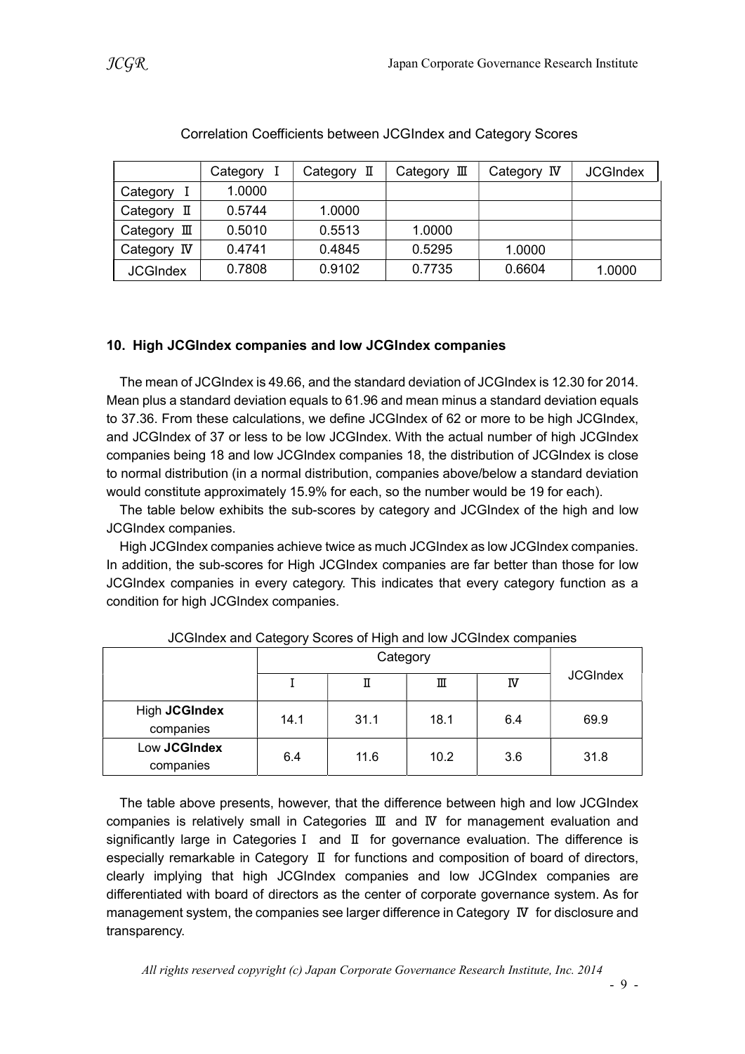Correlation Coefficients between JCGIndex and Category Scores

| | Category Ⅰ | Category Ⅱ | Category Ⅲ | Category Ⅳ | JCGIndex |
|---|---|---|---|---|---|
| Category Ⅰ | 1.0000 | | | | |
| Category Ⅱ | 0.5744 | 1.0000 | | | |
| Category Ⅲ | 0.5010 | 0.5513 | 1.0000 | | |
| Category Ⅳ | 0.4741 | 0.4845 | 0.5295 | 1.0000 | |
| JCGIndex | 0.7808 | 0.9102 | 0.7735 | 0.6604 | 1.0000 |

## 10. High JCGIndex companies and low JCGIndex companies

The mean of JCGIndex is 49.66, and the standard deviation of JCGIndex is 12.30 for 2014. Mean plus a standard deviation equals to 61.96 and mean minus a standard deviation equals to 37.36. From these calculations, we define JCGIndex of 62 or more to be high JCGIndex, and JCGIndex of 37 or less to be low JCGIndex. With the actual number of high JCGIndex companies being 18 and low JCGIndex companies 18, the distribution of JCGIndex is close to normal distribution (in a normal distribution, companies above/below a standard deviation would constitute approximately 15.9% for each, so the number would be 19 for each).

The table below exhibits the sub-scores by category and JCGIndex of the high and low JCGIndex companies.

High JCGIndex companies achieve twice as much JCGIndex as low JCGIndex companies. In addition, the sub-scores for High JCGIndex companies are far better than those for low JCGIndex companies in every category. This indicates that every category function as a condition for high JCGIndex companies.

JCGIndex and Category Scores of High and low JCGIndex companies

| | Category | | | | JCGIndex |
|---|---|---|---|---|---|
| | Ⅰ | Ⅱ | Ⅲ | Ⅳ | |
| High **JCGIndex** companies | 14.1 | 31.1 | 18.1 | 6.4 | 69.9 |
| Low **JCGIndex** companies | 6.4 | 11.6 | 10.2 | 3.6 | 31.8 |

The table above presents, however, that the difference between high and low JCGIndex companies is relatively small in Categories Ⅲ and Ⅳ for management evaluation and significantly large in Categories Ⅰ and Ⅱ for governance evaluation. The difference is especially remarkable in Category Ⅱ for functions and composition of board of directors, clearly implying that high JCGIndex companies and low JCGIndex companies are differentiated with board of directors as the center of corporate governance system. As for management system, the companies see larger difference in Category Ⅳ for disclosure and transparency.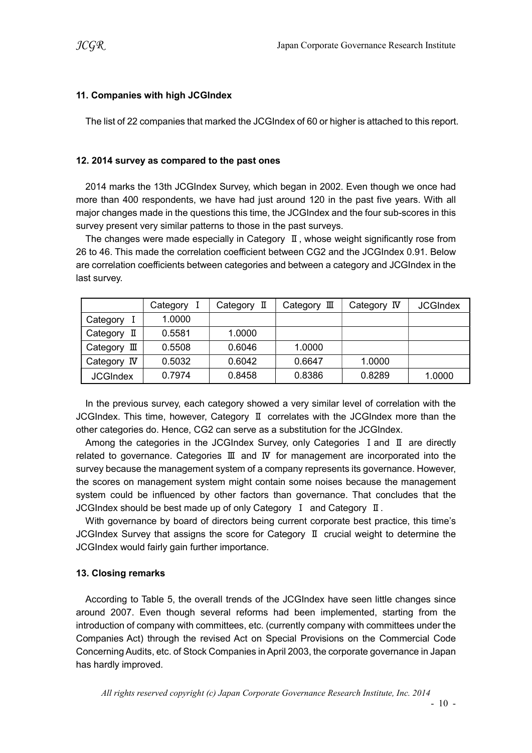#### 11. Companies with high JCGIndex

The list of 22 companies that marked the JCGIndex of 60 or higher is attached to this report.

#### 12. 2014 survey as compared to the past ones

2014 marks the 13th JCGIndex Survey, which began in 2002. Even though we once had more than 400 respondents, we have had just around 120 in the past five years. With all major changes made in the questions this time, the JCGIndex and the four sub-scores in this survey present very similar patterns to those in the past surveys.

The changes were made especially in Category Ⅱ, whose weight significantly rose from 26 to 46. This made the correlation coefficient between CG2 and the JCGIndex 0.91. Below are correlation coefficients between categories and between a category and JCGIndex in the last survey.

| | Category Ⅰ | Category Ⅱ | Category Ⅲ | Category Ⅳ | JCGIndex |
|---|---|---|---|---|---|
| Category Ⅰ | 1.0000 | | | | |
| Category Ⅱ | 0.5581 | 1.0000 | | | |
| Category Ⅲ | 0.5508 | 0.6046 | 1.0000 | | |
| Category Ⅳ | 0.5032 | 0.6042 | 0.6647 | 1.0000 | |
| JCGIndex | 0.7974 | 0.8458 | 0.8386 | 0.8289 | 1.0000 |

In the previous survey, each category showed a very similar level of correlation with the JCGIndex. This time, however, Category Ⅱ correlates with the JCGIndex more than the other categories do. Hence, CG2 can serve as a substitution for the JCGIndex.

Among the categories in the JCGIndex Survey, only Categories Ⅰ and Ⅱ are directly related to governance. Categories Ⅲ and Ⅳ for management are incorporated into the survey because the management system of a company represents its governance. However, the scores on management system might contain some noises because the management system could be influenced by other factors than governance. That concludes that the JCGIndex should be best made up of only Category Ⅰ and Category Ⅱ.

With governance by board of directors being current corporate best practice, this time's JCGIndex Survey that assigns the score for Category Ⅱ crucial weight to determine the JCGIndex would fairly gain further importance.

#### 13. Closing remarks

According to Table 5, the overall trends of the JCGIndex have seen little changes since around 2007. Even though several reforms had been implemented, starting from the introduction of company with committees, etc. (currently company with committees under the Companies Act) through the revised Act on Special Provisions on the Commercial Code Concerning Audits, etc. of Stock Companies in April 2003, the corporate governance in Japan has hardly improved.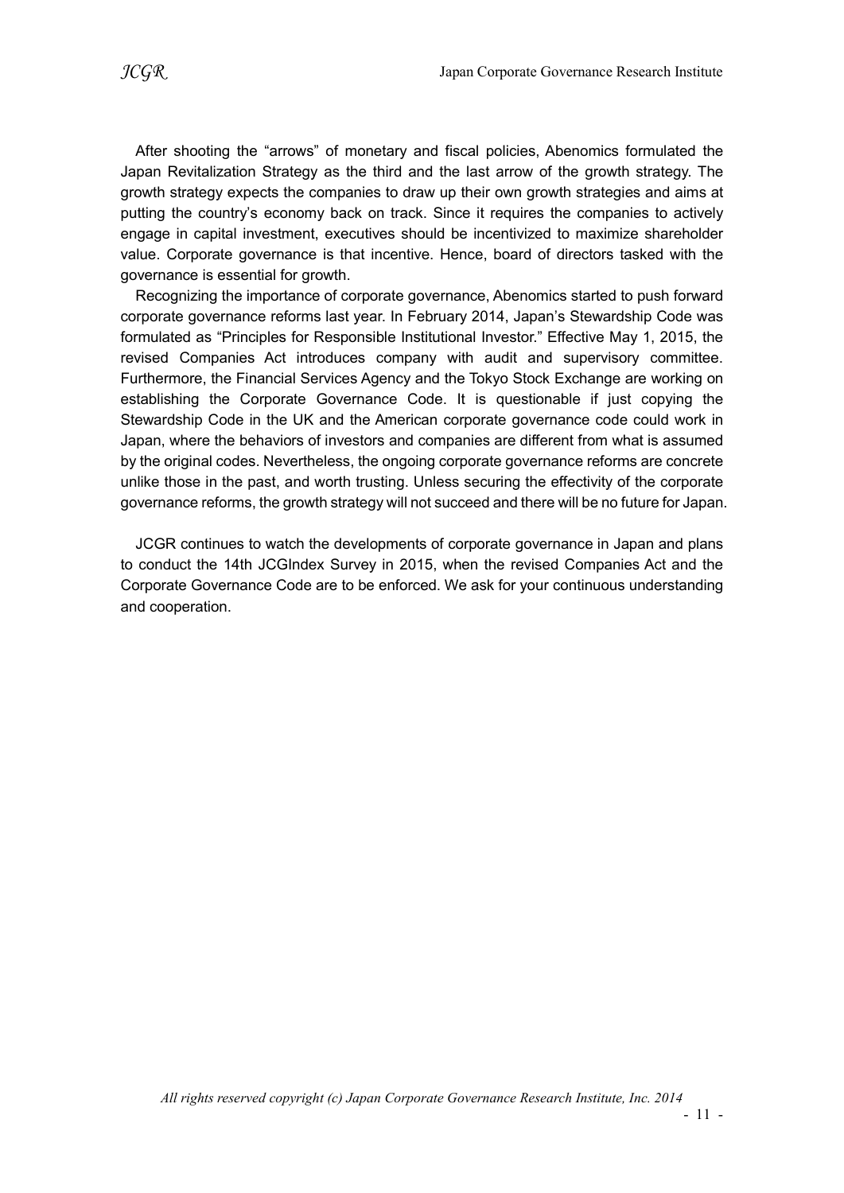After shooting the "arrows" of monetary and fiscal policies, Abenomics formulated the Japan Revitalization Strategy as the third and the last arrow of the growth strategy. The growth strategy expects the companies to draw up their own growth strategies and aims at putting the country's economy back on track. Since it requires the companies to actively engage in capital investment, executives should be incentivized to maximize shareholder value. Corporate governance is that incentive. Hence, board of directors tasked with the governance is essential for growth.

Recognizing the importance of corporate governance, Abenomics started to push forward corporate governance reforms last year. In February 2014, Japan's Stewardship Code was formulated as "Principles for Responsible Institutional Investor." Effective May 1, 2015, the revised Companies Act introduces company with audit and supervisory committee. Furthermore, the Financial Services Agency and the Tokyo Stock Exchange are working on establishing the Corporate Governance Code. It is questionable if just copying the Stewardship Code in the UK and the American corporate governance code could work in Japan, where the behaviors of investors and companies are different from what is assumed by the original codes. Nevertheless, the ongoing corporate governance reforms are concrete unlike those in the past, and worth trusting. Unless securing the effectivity of the corporate governance reforms, the growth strategy will not succeed and there will be no future for Japan.

JCGR continues to watch the developments of corporate governance in Japan and plans to conduct the 14th JCGIndex Survey in 2015, when the revised Companies Act and the Corporate Governance Code are to be enforced. We ask for your continuous understanding and cooperation.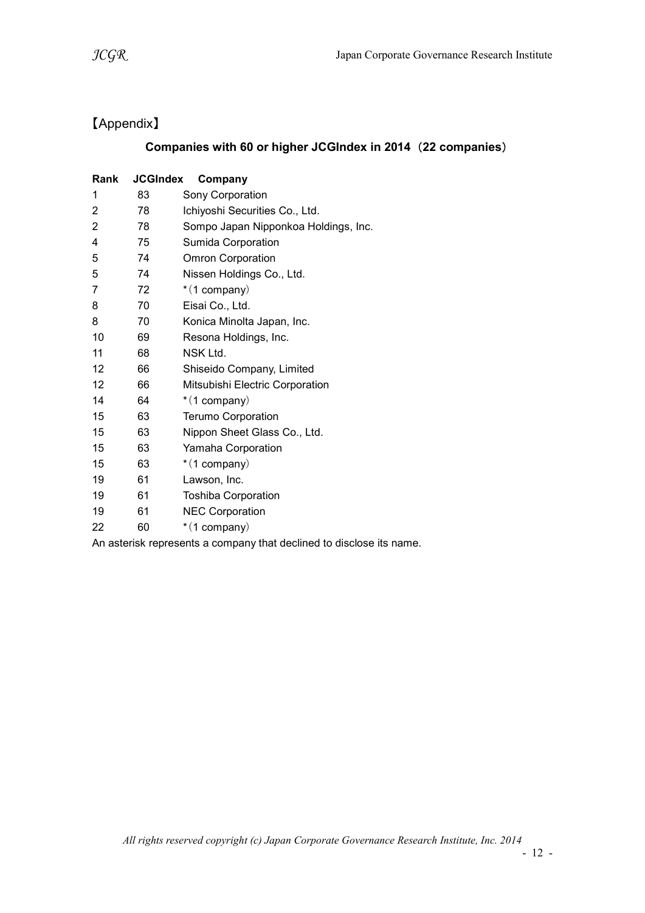【Appendix】

### Companies with 60 or higher JCGIndex in 2014（22 companies）

| Rank | JCGIndex | Company |
|---|---|---|
| 1 | 83 | Sony Corporation |
| 2 | 78 | Ichiyoshi Securities Co., Ltd. |
| 2 | 78 | Sompo Japan Nipponkoa Holdings, Inc. |
| 4 | 75 | Sumida Corporation |
| 5 | 74 | Omron Corporation |
| 5 | 74 | Nissen Holdings Co., Ltd. |
| 7 | 72 | *（1 company） |
| 8 | 70 | Eisai Co., Ltd. |
| 8 | 70 | Konica Minolta Japan, Inc. |
| 10 | 69 | Resona Holdings, Inc. |
| 11 | 68 | NSK Ltd. |
| 12 | 66 | Shiseido Company, Limited |
| 12 | 66 | Mitsubishi Electric Corporation |
| 14 | 64 | *（1 company） |
| 15 | 63 | Terumo Corporation |
| 15 | 63 | Nippon Sheet Glass Co., Ltd. |
| 15 | 63 | Yamaha Corporation |
| 15 | 63 | *（1 company） |
| 19 | 61 | Lawson, Inc. |
| 19 | 61 | Toshiba Corporation |
| 19 | 61 | NEC Corporation |
| 22 | 60 | *（1 company） |

An asterisk represents a company that declined to disclose its name.

*All rights reserved copyright (c) Japan Corporate Governance Research Institute, Inc. 2014*